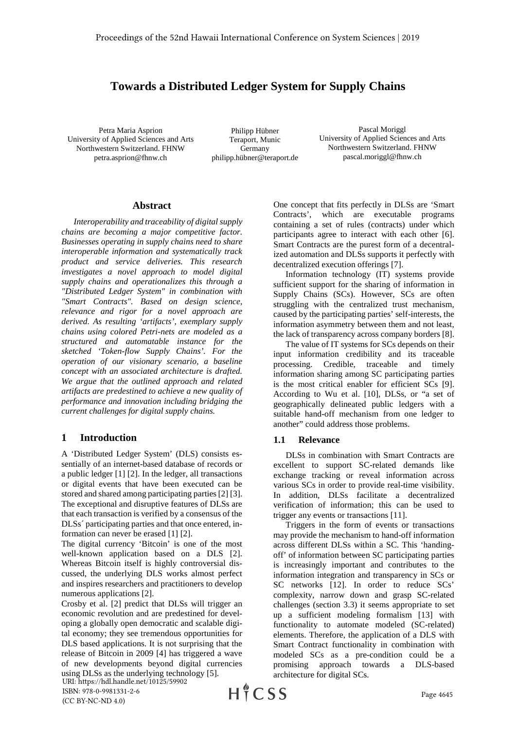# Towards a Distributed Ledger System for Supply Chains

Petra Maria Asprion
University of Applied Sciences and Arts
Northwestern Switzerland. FHNW
petra.asprion@fhnw.ch

Philipp Hübner
Teraport, Munic
Germany
philipp.hübner@teraport.de

Pascal Moriggl
University of Applied Sciences and Arts
Northwestern Switzerland. FHNW
pascal.moriggl@fhnw.ch

## Abstract

*Interoperability and traceability of digital supply chains are becoming a major competitive factor. Businesses operating in supply chains need to share interoperable information and systematically track product and service deliveries. This research investigates a novel approach to model digital supply chains and operationalizes this through a "Distributed Ledger System" in combination with "Smart Contracts". Based on design science, relevance and rigor for a novel approach are derived. As resulting 'artifacts', exemplary supply chains using colored Petri-nets are modeled as a structured and automatable instance for the sketched 'Token-flow Supply Chains'. For the operation of our visionary scenario, a baseline concept with an associated architecture is drafted. We argue that the outlined approach and related artifacts are predestined to achieve a new quality of performance and innovation including bridging the current challenges for digital supply chains.*

## 1 Introduction

A 'Distributed Ledger System' (DLS) consists essentially of an internet-based database of records or a public ledger [1] [2]. In the ledger, all transactions or digital events that have been executed can be stored and shared among participating parties [2] [3]. The exceptional and disruptive features of DLSs are that each transaction is verified by a consensus of the DLSs´ participating parties and that once entered, information can never be erased [1] [2].

The digital currency 'Bitcoin' is one of the most well-known application based on a DLS [2]. Whereas Bitcoin itself is highly controversial discussed, the underlying DLS works almost perfect and inspires researchers and practitioners to develop numerous applications [2].

Crosby et al. [2] predict that DLSs will trigger an economic revolution and are predestined for developing a globally open democratic and scalable digital economy; they see tremendous opportunities for DLS based applications. It is not surprising that the release of Bitcoin in 2009 [4] has triggered a wave of new developments beyond digital currencies using DLSs as the underlying technology [5].

One concept that fits perfectly in DLSs are 'Smart Contracts', which are executable programs containing a set of rules (contracts) under which participants agree to interact with each other [6]. Smart Contracts are the purest form of a decentralized automation and DLSs supports it perfectly with decentralized execution offerings [7].

Information technology (IT) systems provide sufficient support for the sharing of information in Supply Chains (SCs). However, SCs are often struggling with the centralized trust mechanism, caused by the participating parties' self-interests, the information asymmetry between them and not least, the lack of transparency across company borders [8].

The value of IT systems for SCs depends on their input information credibility and its traceable processing. Credible, traceable and timely information sharing among SC participating parties is the most critical enabler for efficient SCs [9]. According to Wu et al. [10], DLSs, or "a set of geographically delineated public ledgers with a suitable hand-off mechanism from one ledger to another" could address those problems.

### 1.1 Relevance

DLSs in combination with Smart Contracts are excellent to support SC-related demands like exchange tracking or reveal information across various SCs in order to provide real-time visibility. In addition, DLSs facilitate a decentralized verification of information; this can be used to trigger any events or transactions [11].

Triggers in the form of events or transactions may provide the mechanism to hand-off information across different DLSs within a SC. This 'handing-off' of information between SC participating parties is increasingly important and contributes to the information integration and transparency in SCs or SC networks [12]. In order to reduce SCs' complexity, narrow down and grasp SC-related challenges (section 3.3) it seems appropriate to set up a sufficient modeling formalism [13] with functionality to automate modeled (SC-related) elements. Therefore, the application of a DLS with Smart Contract functionality in combination with modeled SCs as a pre-condition could be a promising approach towards a DLS-based architecture for digital SCs.

URI: https://hdl.handle.net/10125/59902
ISBN: 978-0-9981331-2-6
(CC BY-NC-ND 4.0)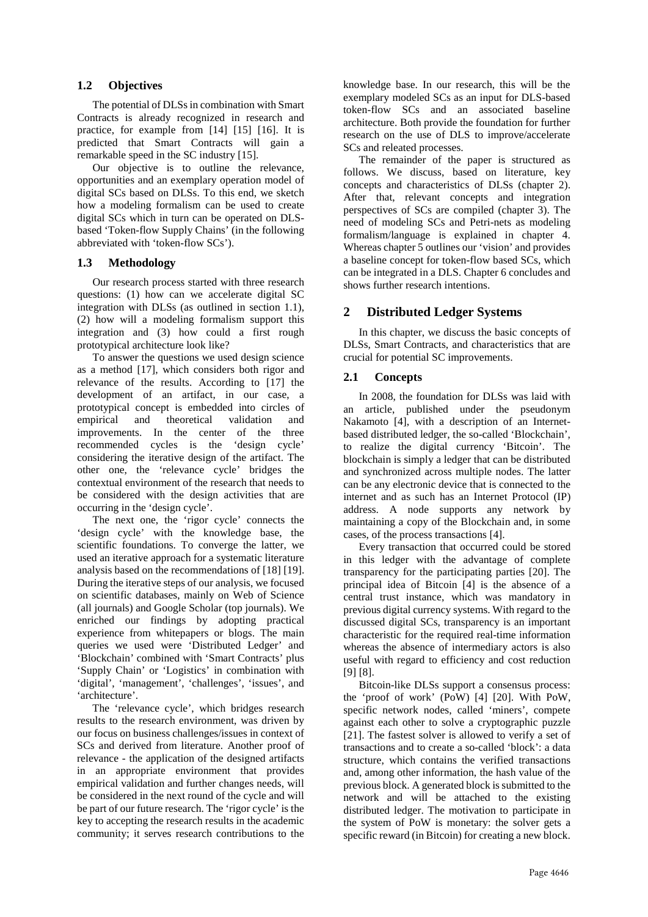### 1.2 Objectives

The potential of DLSs in combination with Smart Contracts is already recognized in research and practice, for example from [14] [15] [16]. It is predicted that Smart Contracts will gain a remarkable speed in the SC industry [15].

Our objective is to outline the relevance, opportunities and an exemplary operation model of digital SCs based on DLSs. To this end, we sketch how a modeling formalism can be used to create digital SCs which in turn can be operated on DLS-based 'Token-flow Supply Chains' (in the following abbreviated with 'token-flow SCs').

### 1.3 Methodology

Our research process started with three research questions: (1) how can we accelerate digital SC integration with DLSs (as outlined in section 1.1), (2) how will a modeling formalism support this integration and (3) how could a first rough prototypical architecture look like?

To answer the questions we used design science as a method [17], which considers both rigor and relevance of the results. According to [17] the development of an artifact, in our case, a prototypical concept is embedded into circles of empirical and theoretical validation and improvements. In the center of the three recommended cycles is the 'design cycle' considering the iterative design of the artifact. The other one, the 'relevance cycle' bridges the contextual environment of the research that needs to be considered with the design activities that are occurring in the 'design cycle'.

The next one, the 'rigor cycle' connects the 'design cycle' with the knowledge base, the scientific foundations. To converge the latter, we used an iterative approach for a systematic literature analysis based on the recommendations of [18] [19]. During the iterative steps of our analysis, we focused on scientific databases, mainly on Web of Science (all journals) and Google Scholar (top journals). We enriched our findings by adopting practical experience from whitepapers or blogs. The main queries we used were 'Distributed Ledger' and 'Blockchain' combined with 'Smart Contracts' plus 'Supply Chain' or 'Logistics' in combination with 'digital', 'management', 'challenges', 'issues', and 'architecture'.

The 'relevance cycle', which bridges research results to the research environment, was driven by our focus on business challenges/issues in context of SCs and derived from literature. Another proof of relevance - the application of the designed artifacts in an appropriate environment that provides empirical validation and further changes needs, will be considered in the next round of the cycle and will be part of our future research. The 'rigor cycle' is the key to accepting the research results in the academic community; it serves research contributions to the knowledge base. In our research, this will be the exemplary modeled SCs as an input for DLS-based token-flow SCs and an associated baseline architecture. Both provide the foundation for further research on the use of DLS to improve/accelerate SCs and releated processes.

The remainder of the paper is structured as follows. We discuss, based on literature, key concepts and characteristics of DLSs (chapter 2). After that, relevant concepts and integration perspectives of SCs are compiled (chapter 3). The need of modeling SCs and Petri-nets as modeling formalism/language is explained in chapter 4. Whereas chapter 5 outlines our 'vision' and provides a baseline concept for token-flow based SCs, which can be integrated in a DLS. Chapter 6 concludes and shows further research intentions.

## 2 Distributed Ledger Systems

In this chapter, we discuss the basic concepts of DLSs, Smart Contracts, and characteristics that are crucial for potential SC improvements.

### 2.1 Concepts

In 2008, the foundation for DLSs was laid with an article, published under the pseudonym Nakamoto [4], with a description of an Internet-based distributed ledger, the so-called 'Blockchain', to realize the digital currency 'Bitcoin'. The blockchain is simply a ledger that can be distributed and synchronized across multiple nodes. The latter can be any electronic device that is connected to the internet and as such has an Internet Protocol (IP) address. A node supports any network by maintaining a copy of the Blockchain and, in some cases, of the process transactions [4].

Every transaction that occurred could be stored in this ledger with the advantage of complete transparency for the participating parties [20]. The principal idea of Bitcoin [4] is the absence of a central trust instance, which was mandatory in previous digital currency systems. With regard to the discussed digital SCs, transparency is an important characteristic for the required real-time information whereas the absence of intermediary actors is also useful with regard to efficiency and cost reduction [9] [8].

Bitcoin-like DLSs support a consensus process: the 'proof of work' (PoW) [4] [20]. With PoW, specific network nodes, called 'miners', compete against each other to solve a cryptographic puzzle [21]. The fastest solver is allowed to verify a set of transactions and to create a so-called 'block': a data structure, which contains the verified transactions and, among other information, the hash value of the previous block. A generated block is submitted to the network and will be attached to the existing distributed ledger. The motivation to participate in the system of PoW is monetary: the solver gets a specific reward (in Bitcoin) for creating a new block.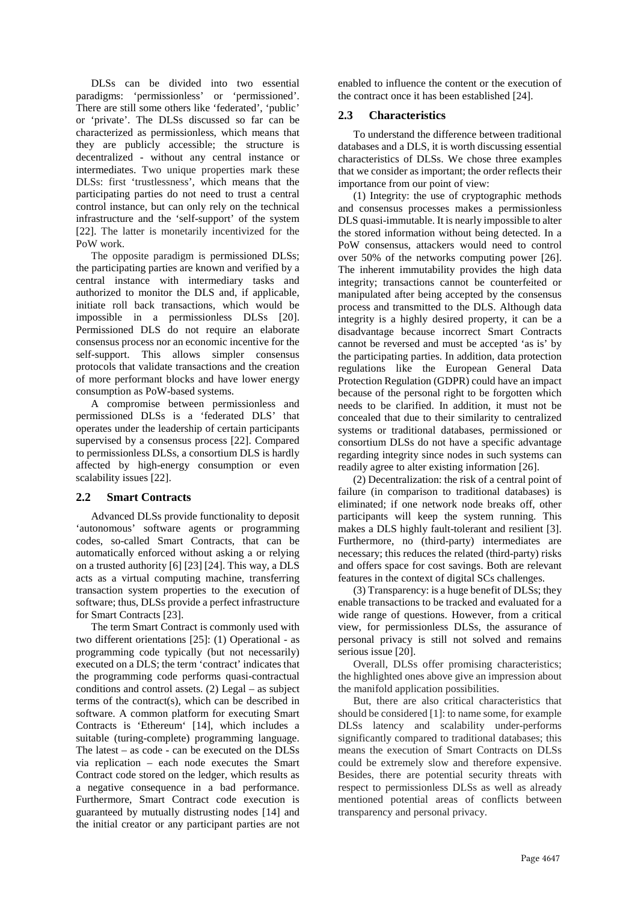DLSs can be divided into two essential paradigms: 'permissionless' or 'permissioned'. There are still some others like 'federated', 'public' or 'private'. The DLSs discussed so far can be characterized as permissionless, which means that they are publicly accessible; the structure is decentralized - without any central instance or intermediates. Two unique properties mark these DLSs: first 'trustlessness', which means that the participating parties do not need to trust a central control instance, but can only rely on the technical infrastructure and the 'self-support' of the system [22]. The latter is monetarily incentivized for the PoW work.

The opposite paradigm is permissioned DLSs; the participating parties are known and verified by a central instance with intermediary tasks and authorized to monitor the DLS and, if applicable, initiate roll back transactions, which would be impossible in a permissionless DLSs [20]. Permissioned DLS do not require an elaborate consensus process nor an economic incentive for the self-support. This allows simpler consensus protocols that validate transactions and the creation of more performant blocks and have lower energy consumption as PoW-based systems.

A compromise between permissionless and permissioned DLSs is a 'federated DLS' that operates under the leadership of certain participants supervised by a consensus process [22]. Compared to permissionless DLSs, a consortium DLS is hardly affected by high-energy consumption or even scalability issues [22].

## 2.2 Smart Contracts

Advanced DLSs provide functionality to deposit 'autonomous' software agents or programming codes, so-called Smart Contracts, that can be automatically enforced without asking a or relying on a trusted authority [6] [23] [24]. This way, a DLS acts as a virtual computing machine, transferring transaction system properties to the execution of software; thus, DLSs provide a perfect infrastructure for Smart Contracts [23].

The term Smart Contract is commonly used with two different orientations [25]: (1) Operational - as programming code typically (but not necessarily) executed on a DLS; the term 'contract' indicates that the programming code performs quasi-contractual conditions and control assets. (2) Legal – as subject terms of the contract(s), which can be described in software. A common platform for executing Smart Contracts is 'Ethereum' [14], which includes a suitable (turing-complete) programming language. The latest – as code - can be executed on the DLSs via replication – each node executes the Smart Contract code stored on the ledger, which results as a negative consequence in a bad performance. Furthermore, Smart Contract code execution is guaranteed by mutually distrusting nodes [14] and the initial creator or any participant parties are not enabled to influence the content or the execution of the contract once it has been established [24].

## 2.3 Characteristics

To understand the difference between traditional databases and a DLS, it is worth discussing essential characteristics of DLSs. We chose three examples that we consider as important; the order reflects their importance from our point of view:

(1) Integrity: the use of cryptographic methods and consensus processes makes a permissionless DLS quasi-immutable. It is nearly impossible to alter the stored information without being detected. In a PoW consensus, attackers would need to control over 50% of the networks computing power [26]. The inherent immutability provides the high data integrity; transactions cannot be counterfeited or manipulated after being accepted by the consensus process and transmitted to the DLS. Although data integrity is a highly desired property, it can be a disadvantage because incorrect Smart Contracts cannot be reversed and must be accepted 'as is' by the participating parties. In addition, data protection regulations like the European General Data Protection Regulation (GDPR) could have an impact because of the personal right to be forgotten which needs to be clarified. In addition, it must not be concealed that due to their similarity to centralized systems or traditional databases, permissioned or consortium DLSs do not have a specific advantage regarding integrity since nodes in such systems can readily agree to alter existing information [26].

(2) Decentralization: the risk of a central point of failure (in comparison to traditional databases) is eliminated; if one network node breaks off, other participants will keep the system running. This makes a DLS highly fault-tolerant and resilient [3]. Furthermore, no (third-party) intermediates are necessary; this reduces the related (third-party) risks and offers space for cost savings. Both are relevant features in the context of digital SCs challenges.

(3) Transparency: is a huge benefit of DLSs; they enable transactions to be tracked and evaluated for a wide range of questions. However, from a critical view, for permissionless DLSs, the assurance of personal privacy is still not solved and remains serious issue [20].

Overall, DLSs offer promising characteristics; the highlighted ones above give an impression about the manifold application possibilities.

But, there are also critical characteristics that should be considered [1]: to name some, for example DLSs latency and scalability under-performs significantly compared to traditional databases; this means the execution of Smart Contracts on DLSs could be extremely slow and therefore expensive. Besides, there are potential security threats with respect to permissionless DLSs as well as already mentioned potential areas of conflicts between transparency and personal privacy.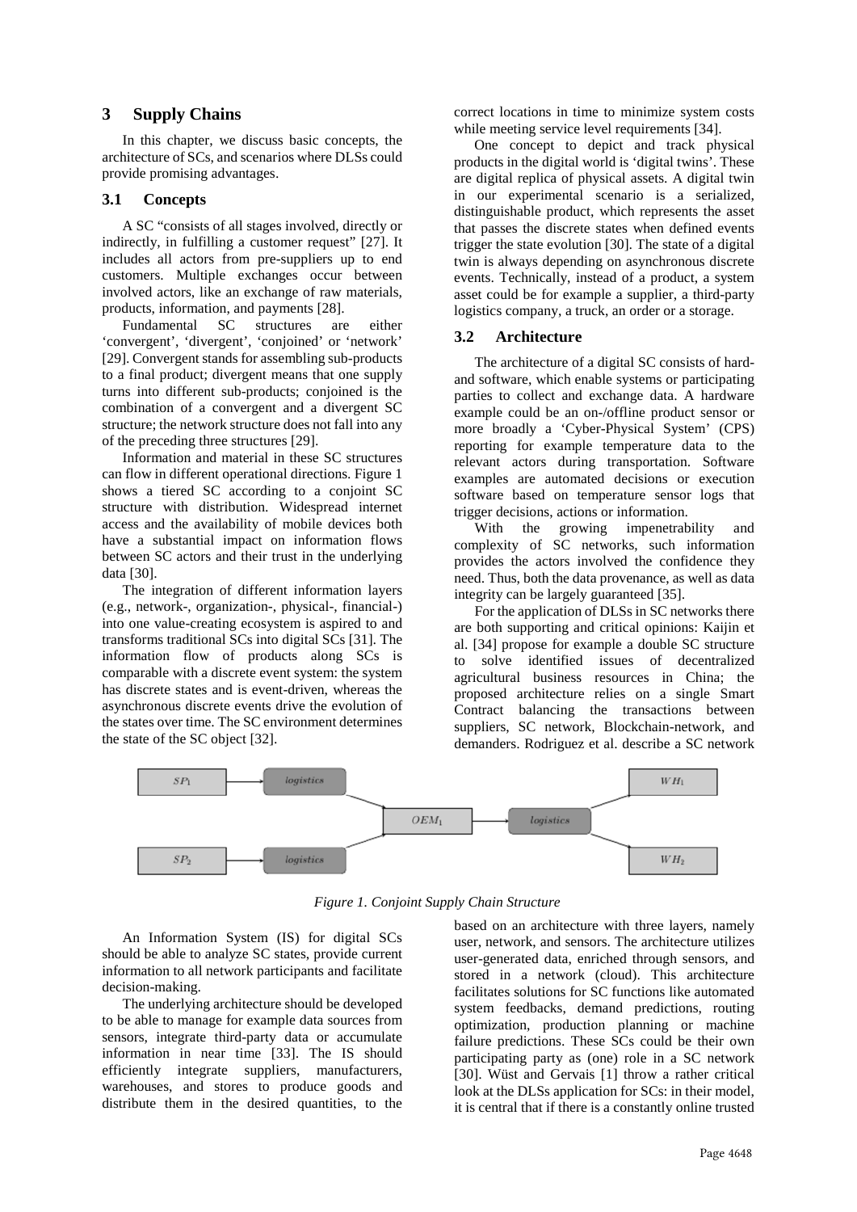## 3 Supply Chains

In this chapter, we discuss basic concepts, the architecture of SCs, and scenarios where DLSs could provide promising advantages.

### 3.1 Concepts

A SC "consists of all stages involved, directly or indirectly, in fulfilling a customer request" [27]. It includes all actors from pre-suppliers up to end customers. Multiple exchanges occur between involved actors, like an exchange of raw materials, products, information, and payments [28].

Fundamental SC structures are either 'convergent', 'divergent', 'conjoined' or 'network' [29]. Convergent stands for assembling sub-products to a final product; divergent means that one supply turns into different sub-products; conjoined is the combination of a convergent and a divergent SC structure; the network structure does not fall into any of the preceding three structures [29].

Information and material in these SC structures can flow in different operational directions. Figure 1 shows a tiered SC according to a conjoint SC structure with distribution. Widespread internet access and the availability of mobile devices both have a substantial impact on information flows between SC actors and their trust in the underlying data [30].

The integration of different information layers (e.g., network-, organization-, physical-, financial-) into one value-creating ecosystem is aspired to and transforms traditional SCs into digital SCs [31]. The information flow of products along SCs is comparable with a discrete event system: the system has discrete states and is event-driven, whereas the asynchronous discrete events drive the evolution of the states over time. The SC environment determines the state of the SC object [32].

An Information System (IS) for digital SCs should be able to analyze SC states, provide current information to all network participants and facilitate decision-making.

The underlying architecture should be developed to be able to manage for example data sources from sensors, integrate third-party data or accumulate information in near time [33]. The IS should efficiently integrate suppliers, manufacturers, warehouses, and stores to produce goods and distribute them in the desired quantities, to the correct locations in time to minimize system costs while meeting service level requirements [34].

One concept to depict and track physical products in the digital world is 'digital twins'. These are digital replica of physical assets. A digital twin in our experimental scenario is a serialized, distinguishable product, which represents the asset that passes the discrete states when defined events trigger the state evolution [30]. The state of a digital twin is always depending on asynchronous discrete events. Technically, instead of a product, a system asset could be for example a supplier, a third-party logistics company, a truck, an order or a storage.

### 3.2 Architecture

The architecture of a digital SC consists of hard- and software, which enable systems or participating parties to collect and exchange data. A hardware example could be an on-/offline product sensor or more broadly a 'Cyber-Physical System' (CPS) reporting for example temperature data to the relevant actors during transportation. Software examples are automated decisions or execution software based on temperature sensor logs that trigger decisions, actions or information.

With the growing impenetrability and complexity of SC networks, such information provides the actors involved the confidence they need. Thus, both the data provenance, as well as data integrity can be largely guaranteed [35].

For the application of DLSs in SC networks there are both supporting and critical opinions: Kaijin et al. [34] propose for example a double SC structure to solve identified issues of decentralized agricultural business resources in China; the proposed architecture relies on a single Smart Contract balancing the transactions between suppliers, SC network, Blockchain-network, and demanders. Rodriguez et al. describe a SC network based on an architecture with three layers, namely user, network, and sensors. The architecture utilizes user-generated data, enriched through sensors, and stored in a network (cloud). This architecture facilitates solutions for SC functions like automated system feedbacks, demand predictions, routing optimization, production planning or machine failure predictions. These SCs could be their own participating party as (one) role in a SC network [30]. Wüst and Gervais [1] throw a rather critical look at the DLSs application for SCs: in their model, it is central that if there is a constantly online trusted

*Figure 1. Conjoint Supply Chain Structure*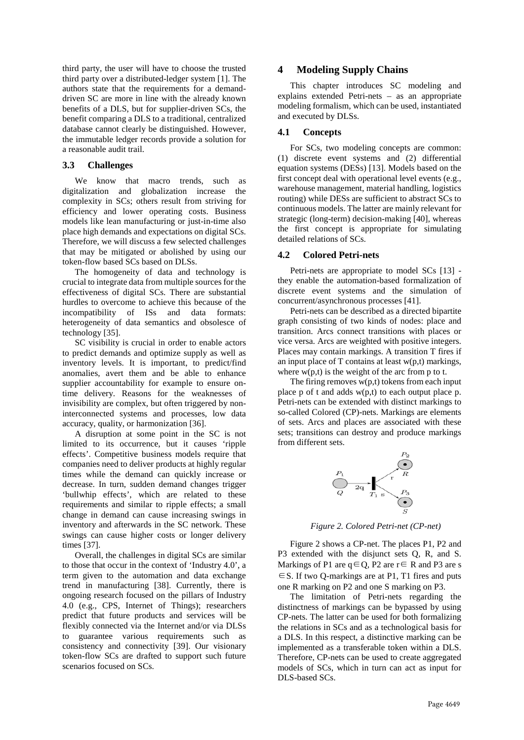third party, the user will have to choose the trusted third party over a distributed-ledger system [1]. The authors state that the requirements for a demand-driven SC are more in line with the already known benefits of a DLS, but for supplier-driven SCs, the benefit comparing a DLS to a traditional, centralized database cannot clearly be distinguished. However, the immutable ledger records provide a solution for a reasonable audit trail.

### 3.3 Challenges

We know that macro trends, such as digitalization and globalization increase the complexity in SCs; others result from striving for efficiency and lower operating costs. Business models like lean manufacturing or just-in-time also place high demands and expectations on digital SCs. Therefore, we will discuss a few selected challenges that may be mitigated or abolished by using our token-flow based SCs based on DLSs.

The homogeneity of data and technology is crucial to integrate data from multiple sources for the effectiveness of digital SCs. There are substantial hurdles to overcome to achieve this because of the incompatibility of ISs and data formats: heterogeneity of data semantics and obsolesce of technology [35].

SC visibility is crucial in order to enable actors to predict demands and optimize supply as well as inventory levels. It is important, to predict/find anomalies, avert them and be able to enhance supplier accountability for example to ensure on-time delivery. Reasons for the weaknesses of invisibility are complex, but often triggered by non-interconnected systems and processes, low data accuracy, quality, or harmonization [36].

A disruption at some point in the SC is not limited to its occurrence, but it causes 'ripple effects'. Competitive business models require that companies need to deliver products at highly regular times while the demand can quickly increase or decrease. In turn, sudden demand changes trigger 'bullwhip effects', which are related to these requirements and similar to ripple effects; a small change in demand can cause increasing swings in inventory and afterwards in the SC network. These swings can cause higher costs or longer delivery times [37].

Overall, the challenges in digital SCs are similar to those that occur in the context of 'Industry 4.0', a term given to the automation and data exchange trend in manufacturing [38]. Currently, there is ongoing research focused on the pillars of Industry 4.0 (e.g., CPS, Internet of Things); researchers predict that future products and services will be flexibly connected via the Internet and/or via DLSs to guarantee various requirements such as consistency and connectivity [39]. Our visionary token-flow SCs are drafted to support such future scenarios focused on SCs.

## 4 Modeling Supply Chains

This chapter introduces SC modeling and explains extended Petri-nets – as an appropriate modeling formalism, which can be used, instantiated and executed by DLSs.

### 4.1 Concepts

For SCs, two modeling concepts are common: (1) discrete event systems and (2) differential equation systems (DESs) [13]. Models based on the first concept deal with operational level events (e.g., warehouse management, material handling, logistics routing) while DESs are sufficient to abstract SCs to continuous models. The latter are mainly relevant for strategic (long-term) decision-making [40], whereas the first concept is appropriate for simulating detailed relations of SCs.

### 4.2 Colored Petri-nets

Petri-nets are appropriate to model SCs [13] - they enable the automation-based formalization of discrete event systems and the simulation of concurrent/asynchronous processes [41].

Petri-nets can be described as a directed bipartite graph consisting of two kinds of nodes: place and transition. Arcs connect transitions with places or vice versa. Arcs are weighted with positive integers. Places may contain markings. A transition T fires if an input place of T contains at least w(p,t) markings, where w(p,t) is the weight of the arc from p to t.

The firing removes w(p,t) tokens from each input place p of t and adds w(p,t) to each output place p. Petri-nets can be extended with distinct markings to so-called Colored (CP)-nets. Markings are elements of sets. Arcs and places are associated with these sets; transitions can destroy and produce markings from different sets.

*Figure 2. Colored Petri-net (CP-net)*

Figure 2 shows a CP-net. The places P1, P2 and P3 extended with the disjunct sets Q, R, and S. Markings of P1 are $q \in Q$, P2 are $r \in R$ and P3 are $s \in S$. If two Q-markings are at P1, T1 fires and puts one R marking on P2 and one S marking on P3.

The limitation of Petri-nets regarding the distinctness of markings can be bypassed by using CP-nets. The latter can be used for both formalizing the relations in SCs and as a technological basis for a DLS. In this respect, a distinctive marking can be implemented as a transferable token within a DLS. Therefore, CP-nets can be used to create aggregated models of SCs, which in turn can act as input for DLS-based SCs.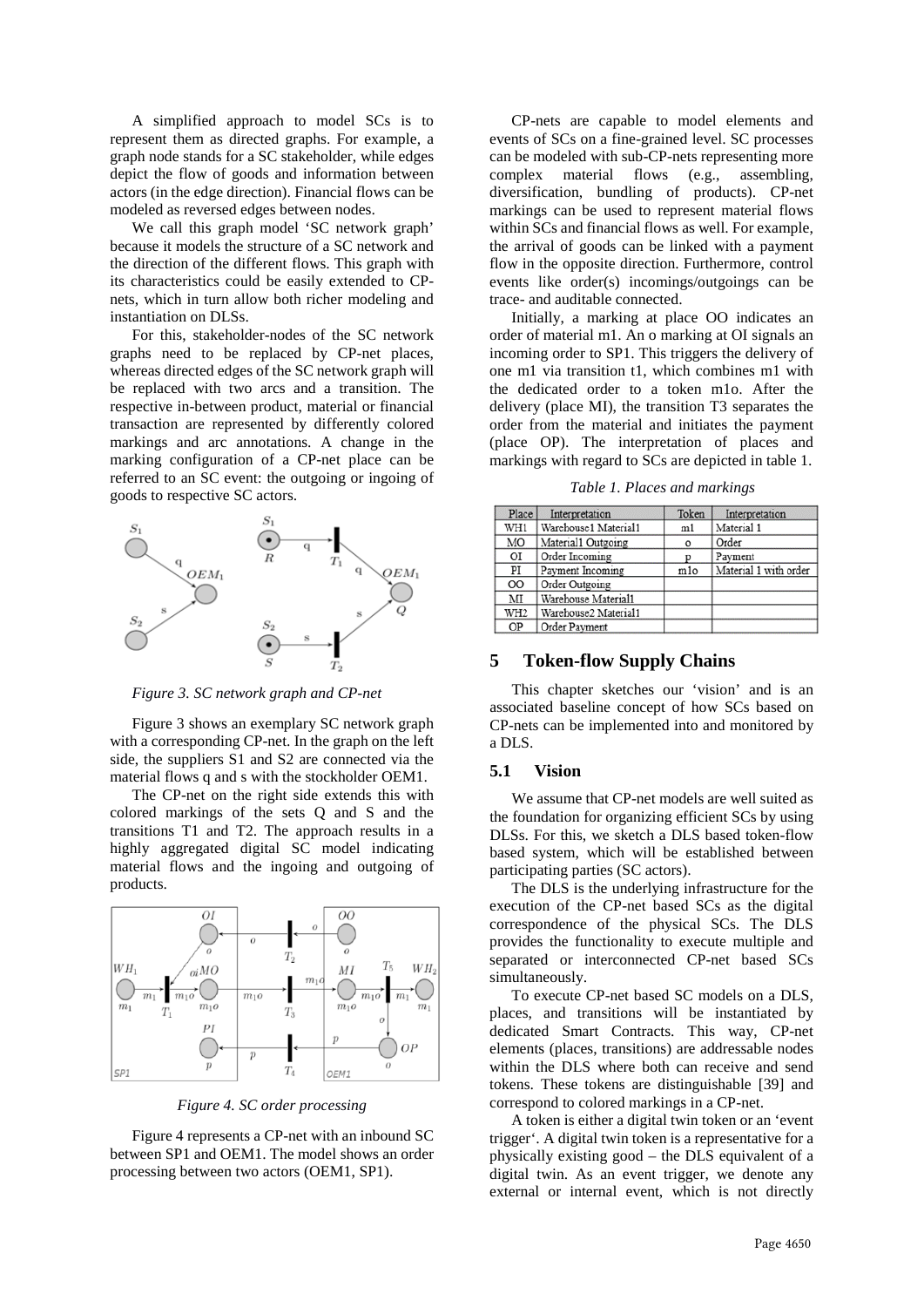A simplified approach to model SCs is to represent them as directed graphs. For example, a graph node stands for a SC stakeholder, while edges depict the flow of goods and information between actors (in the edge direction). Financial flows can be modeled as reversed edges between nodes.

We call this graph model 'SC network graph' because it models the structure of a SC network and the direction of the different flows. This graph with its characteristics could be easily extended to CP-nets, which in turn allow both richer modeling and instantiation on DLSs.

For this, stakeholder-nodes of the SC network graphs need to be replaced by CP-net places, whereas directed edges of the SC network graph will be replaced with two arcs and a transition. The respective in-between product, material or financial transaction are represented by differently colored markings and arc annotations. A change in the marking configuration of a CP-net place can be referred to an SC event: the outgoing or ingoing of goods to respective SC actors.

*Figure 3. SC network graph and CP-net*

Figure 3 shows an exemplary SC network graph with a corresponding CP-net. In the graph on the left side, the suppliers S1 and S2 are connected via the material flows q and s with the stockholder OEM1.

The CP-net on the right side extends this with colored markings of the sets Q and S and the transitions T1 and T2. The approach results in a highly aggregated digital SC model indicating material flows and the ingoing and outgoing of products.

*Figure 4. SC order processing*

Figure 4 represents a CP-net with an inbound SC between SP1 and OEM1. The model shows an order processing between two actors (OEM1, SP1).

CP-nets are capable to model elements and events of SCs on a fine-grained level. SC processes can be modeled with sub-CP-nets representing more complex material flows (e.g., assembling, diversification, bundling of products). CP-net markings can be used to represent material flows within SCs and financial flows as well. For example, the arrival of goods can be linked with a payment flow in the opposite direction. Furthermore, control events like order(s) incomings/outgoings can be trace- and auditable connected.

Initially, a marking at place OO indicates an order of material m1. An o marking at OI signals an incoming order to SP1. This triggers the delivery of one m1 via transition t1, which combines m1 with the dedicated order to a token m1o. After the delivery (place MI), the transition T3 separates the order from the material and initiates the payment (place OP). The interpretation of places and markings with regard to SCs are depicted in table 1.

*Table 1. Places and markings*

| Place | Interpretation | Token | Interpretation |
|---|---|---|---|
| WH1 | Warehouse1 Material1 | m1 | Material 1 |
| MO | Material1 Outgoing | o | Order |
| OI | Order Incoming | p | Payment |
| PI | Payment Incoming | m1o | Material 1 with order |
| OO | Order Outgoing | | |
| MI | Warehouse Material1 | | |
| WH2 | Warehouse2 Material1 | | |
| OP | Order Payment | | |

# 5 Token-flow Supply Chains

This chapter sketches our 'vision' and is an associated baseline concept of how SCs based on CP-nets can be implemented into and monitored by a DLS.

## 5.1 Vision

We assume that CP-net models are well suited as the foundation for organizing efficient SCs by using DLSs. For this, we sketch a DLS based token-flow based system, which will be established between participating parties (SC actors).

The DLS is the underlying infrastructure for the execution of the CP-net based SCs as the digital correspondence of the physical SCs. The DLS provides the functionality to execute multiple and separated or interconnected CP-net based SCs simultaneously.

To execute CP-net based SC models on a DLS, places, and transitions will be instantiated by dedicated Smart Contracts. This way, CP-net elements (places, transitions) are addressable nodes within the DLS where both can receive and send tokens. These tokens are distinguishable [39] and correspond to colored markings in a CP-net.

A token is either a digital twin token or an 'event trigger'. A digital twin token is a representative for a physically existing good – the DLS equivalent of a digital twin. As an event trigger, we denote any external or internal event, which is not directly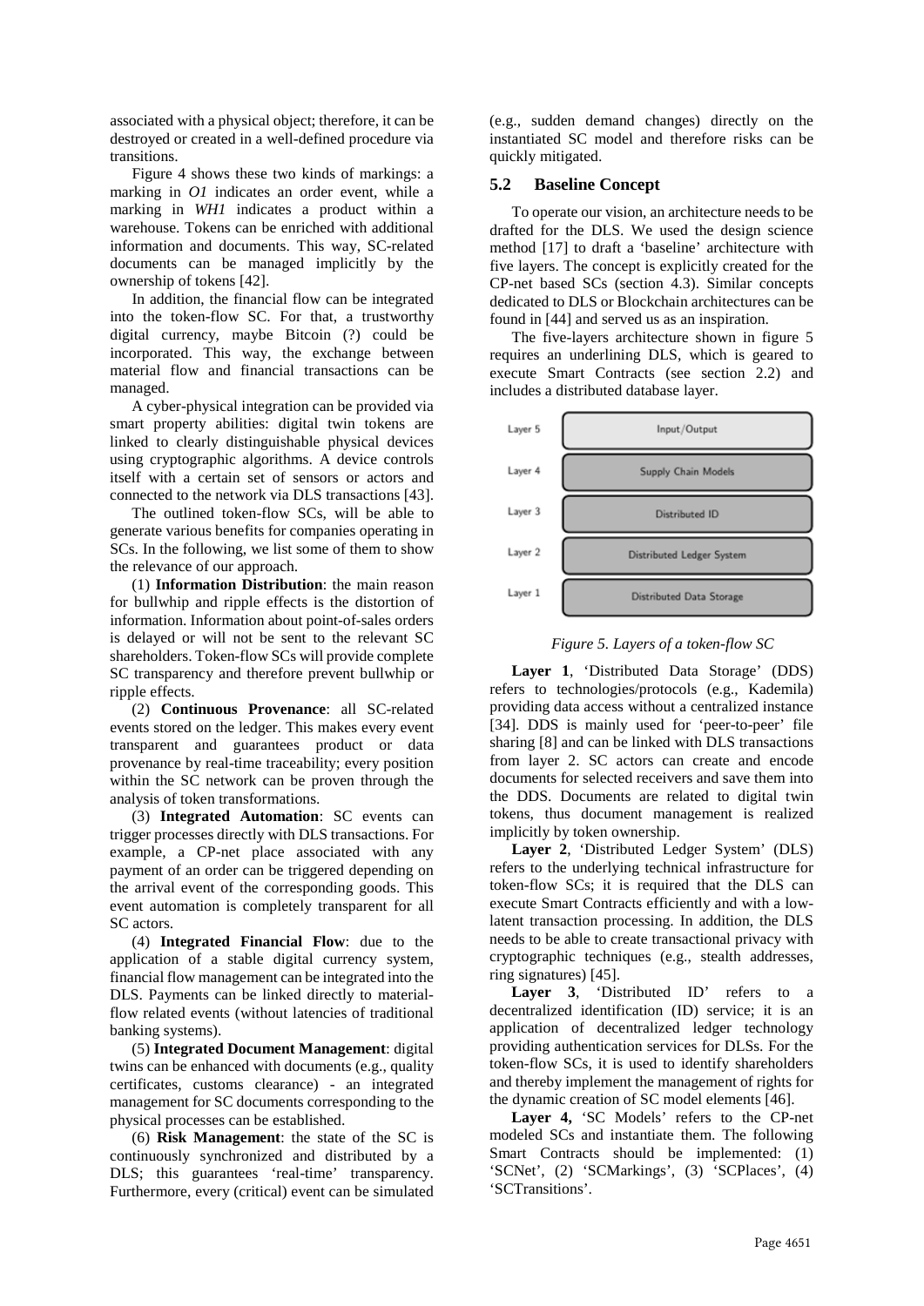associated with a physical object; therefore, it can be destroyed or created in a well-defined procedure via transitions.

Figure 4 shows these two kinds of markings: a marking in *O1* indicates an order event, while a marking in *WH1* indicates a product within a warehouse. Tokens can be enriched with additional information and documents. This way, SC-related documents can be managed implicitly by the ownership of tokens [42].

In addition, the financial flow can be integrated into the token-flow SC. For that, a trustworthy digital currency, maybe Bitcoin (?) could be incorporated. This way, the exchange between material flow and financial transactions can be managed.

A cyber-physical integration can be provided via smart property abilities: digital twin tokens are linked to clearly distinguishable physical devices using cryptographic algorithms. A device controls itself with a certain set of sensors or actors and connected to the network via DLS transactions [43].

The outlined token-flow SCs, will be able to generate various benefits for companies operating in SCs. In the following, we list some of them to show the relevance of our approach.

(1) **Information Distribution**: the main reason for bullwhip and ripple effects is the distortion of information. Information about point-of-sales orders is delayed or will not be sent to the relevant SC shareholders. Token-flow SCs will provide complete SC transparency and therefore prevent bullwhip or ripple effects.

(2) **Continuous Provenance**: all SC-related events stored on the ledger. This makes every event transparent and guarantees product or data provenance by real-time traceability; every position within the SC network can be proven through the analysis of token transformations.

(3) **Integrated Automation**: SC events can trigger processes directly with DLS transactions. For example, a CP-net place associated with any payment of an order can be triggered depending on the arrival event of the corresponding goods. This event automation is completely transparent for all SC actors.

(4) **Integrated Financial Flow**: due to the application of a stable digital currency system, financial flow management can be integrated into the DLS. Payments can be linked directly to material-flow related events (without latencies of traditional banking systems).

(5) **Integrated Document Management**: digital twins can be enhanced with documents (e.g., quality certificates, customs clearance) - an integrated management for SC documents corresponding to the physical processes can be established.

(6) **Risk Management**: the state of the SC is continuously synchronized and distributed by a DLS; this guarantees 'real-time' transparency. Furthermore, every (critical) event can be simulated (e.g., sudden demand changes) directly on the instantiated SC model and therefore risks can be quickly mitigated.

## 5.2 Baseline Concept

To operate our vision, an architecture needs to be drafted for the DLS. We used the design science method [17] to draft a 'baseline' architecture with five layers. The concept is explicitly created for the CP-net based SCs (section 4.3). Similar concepts dedicated to DLS or Blockchain architectures can be found in [44] and served us as an inspiration.

The five-layers architecture shown in figure 5 requires an underlining DLS, which is geared to execute Smart Contracts (see section 2.2) and includes a distributed database layer.

| Layer | |
|---|---|
| Layer 5 | Input/Output |
| Layer 4 | Supply Chain Models |
| Layer 3 | Distributed ID |
| Layer 2 | Distributed Ledger System |
| Layer 1 | Distributed Data Storage |

*Figure 5. Layers of a token-flow SC*

**Layer 1**, 'Distributed Data Storage' (DDS) refers to technologies/protocols (e.g., Kademila) providing data access without a centralized instance [34]. DDS is mainly used for 'peer-to-peer' file sharing [8] and can be linked with DLS transactions from layer 2. SC actors can create and encode documents for selected receivers and save them into the DDS. Documents are related to digital twin tokens, thus document management is realized implicitly by token ownership.

**Layer 2**, 'Distributed Ledger System' (DLS) refers to the underlying technical infrastructure for token-flow SCs; it is required that the DLS can execute Smart Contracts efficiently and with a low-latent transaction processing. In addition, the DLS needs to be able to create transactional privacy with cryptographic techniques (e.g., stealth addresses, ring signatures) [45].

**Layer 3**, 'Distributed ID' refers to a decentralized identification (ID) service; it is an application of decentralized ledger technology providing authentication services for DLSs. For the token-flow SCs, it is used to identify shareholders and thereby implement the management of rights for the dynamic creation of SC model elements [46].

**Layer 4,** 'SC Models' refers to the CP-net modeled SCs and instantiate them. The following Smart Contracts should be implemented: (1) 'SCNet', (2) 'SCMarkings', (3) 'SCPlaces', (4) 'SCTransitions'.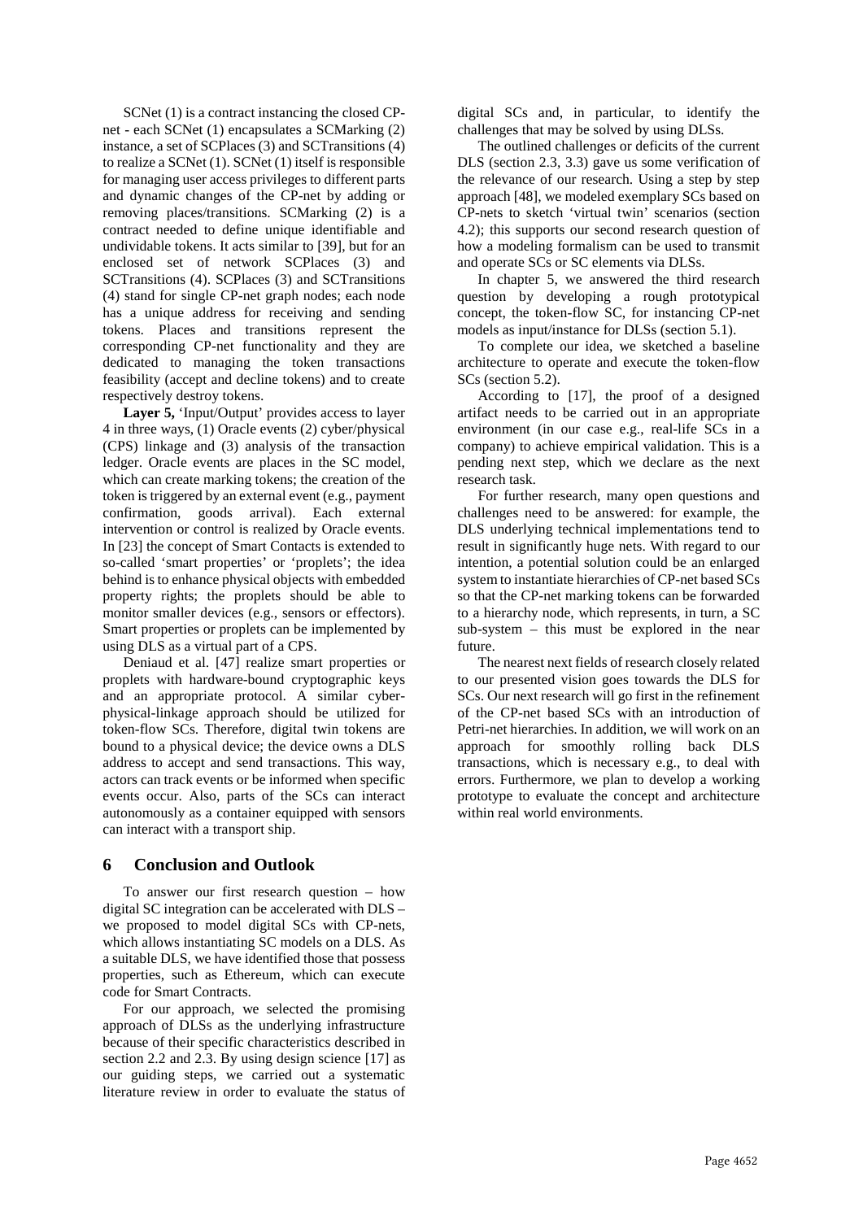SCNet (1) is a contract instancing the closed CP-net - each SCNet (1) encapsulates a SCMarking (2) instance, a set of SCPlaces (3) and SCTransitions (4) to realize a SCNet (1). SCNet (1) itself is responsible for managing user access privileges to different parts and dynamic changes of the CP-net by adding or removing places/transitions. SCMarking (2) is a contract needed to define unique identifiable and undividable tokens. It acts similar to [39], but for an enclosed set of network SCPlaces (3) and SCTransitions (4). SCPlaces (3) and SCTransitions (4) stand for single CP-net graph nodes; each node has a unique address for receiving and sending tokens. Places and transitions represent the corresponding CP-net functionality and they are dedicated to managing the token transactions feasibility (accept and decline tokens) and to create respectively destroy tokens.

**Layer 5,** 'Input/Output' provides access to layer 4 in three ways, (1) Oracle events (2) cyber/physical (CPS) linkage and (3) analysis of the transaction ledger. Oracle events are places in the SC model, which can create marking tokens; the creation of the token is triggered by an external event (e.g., payment confirmation, goods arrival). Each external intervention or control is realized by Oracle events. In [23] the concept of Smart Contacts is extended to so-called 'smart properties' or 'proplets'; the idea behind is to enhance physical objects with embedded property rights; the proplets should be able to monitor smaller devices (e.g., sensors or effectors). Smart properties or proplets can be implemented by using DLS as a virtual part of a CPS.

Deniaud et al. [47] realize smart properties or proplets with hardware-bound cryptographic keys and an appropriate protocol. A similar cyber-physical-linkage approach should be utilized for token-flow SCs. Therefore, digital twin tokens are bound to a physical device; the device owns a DLS address to accept and send transactions. This way, actors can track events or be informed when specific events occur. Also, parts of the SCs can interact autonomously as a container equipped with sensors can interact with a transport ship.

## 6 Conclusion and Outlook

To answer our first research question – how digital SC integration can be accelerated with DLS – we proposed to model digital SCs with CP-nets, which allows instantiating SC models on a DLS. As a suitable DLS, we have identified those that possess properties, such as Ethereum, which can execute code for Smart Contracts.

For our approach, we selected the promising approach of DLSs as the underlying infrastructure because of their specific characteristics described in section 2.2 and 2.3. By using design science [17] as our guiding steps, we carried out a systematic literature review in order to evaluate the status of digital SCs and, in particular, to identify the challenges that may be solved by using DLSs.

The outlined challenges or deficits of the current DLS (section 2.3, 3.3) gave us some verification of the relevance of our research. Using a step by step approach [48], we modeled exemplary SCs based on CP-nets to sketch 'virtual twin' scenarios (section 4.2); this supports our second research question of how a modeling formalism can be used to transmit and operate SCs or SC elements via DLSs.

In chapter 5, we answered the third research question by developing a rough prototypical concept, the token-flow SC, for instancing CP-net models as input/instance for DLSs (section 5.1).

To complete our idea, we sketched a baseline architecture to operate and execute the token-flow SCs (section 5.2).

According to [17], the proof of a designed artifact needs to be carried out in an appropriate environment (in our case e.g., real-life SCs in a company) to achieve empirical validation. This is a pending next step, which we declare as the next research task.

For further research, many open questions and challenges need to be answered: for example, the DLS underlying technical implementations tend to result in significantly huge nets. With regard to our intention, a potential solution could be an enlarged system to instantiate hierarchies of CP-net based SCs so that the CP-net marking tokens can be forwarded to a hierarchy node, which represents, in turn, a SC sub-system – this must be explored in the near future.

The nearest next fields of research closely related to our presented vision goes towards the DLS for SCs. Our next research will go first in the refinement of the CP-net based SCs with an introduction of Petri-net hierarchies. In addition, we will work on an approach for smoothly rolling back DLS transactions, which is necessary e.g., to deal with errors. Furthermore, we plan to develop a working prototype to evaluate the concept and architecture within real world environments.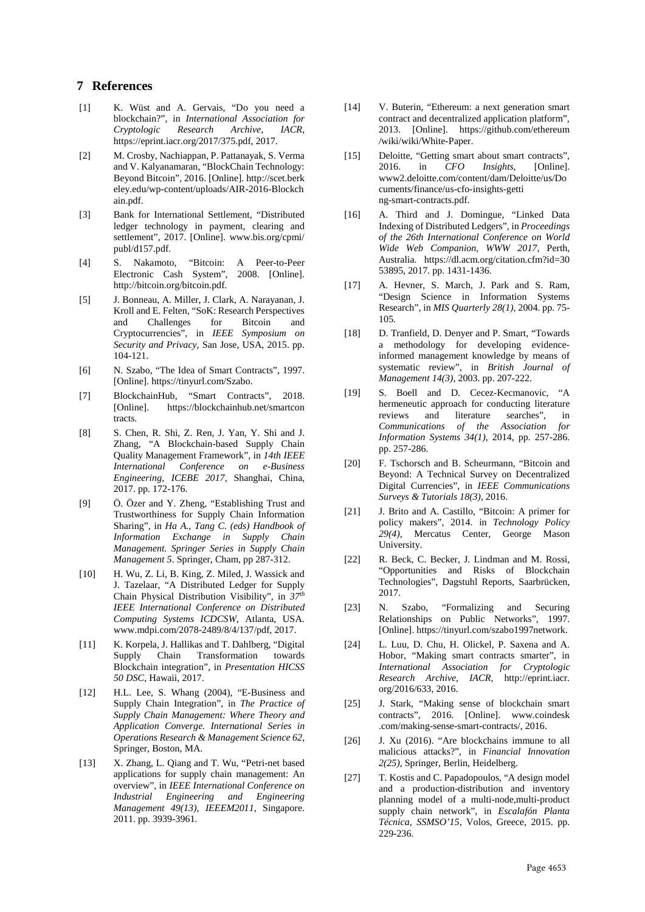## 7 References

[1] K. Wüst and A. Gervais, "Do you need a blockchain?", in *International Association for Cryptologic Research Archive, IACR*, https://eprint.iacr.org/2017/375.pdf, 2017.

[2] M. Crosby, Nachiappan, P. Pattanayak, S. Verma and V. Kalyanamaran, "BlockChain Technology: Beyond Bitcoin", 2016. [Online]. http://scet.berkeley.edu/wp-content/uploads/AIR-2016-Blockchain.pdf.

[3] Bank for International Settlement, "Distributed ledger technology in payment, clearing and settlement", 2017. [Online]. www.bis.org/cpmi/publ/d157.pdf.

[4] S. Nakamoto, "Bitcoin: A Peer-to-Peer Electronic Cash System", 2008. [Online]. http://bitcoin.org/bitcoin.pdf.

[5] J. Bonneau, A. Miller, J. Clark, A. Narayanan, J. Kroll and E. Felten, "SoK: Research Perspectives and Challenges for Bitcoin and Cryptocurrencies", in *IEEE Symposium on Security and Privacy*, San Jose, USA, 2015. pp. 104-121.

[6] N. Szabo, "The Idea of Smart Contracts", 1997. [Online]. https://tinyurl.com/Szabo.

[7] BlockchainHub, "Smart Contracts", 2018. [Online]. https://blockchainhub.net/smartcontracts.

[8] S. Chen, R. Shi, Z. Ren, J. Yan, Y. Shi and J. Zhang, "A Blockchain-based Supply Chain Quality Management Framework", in *14th IEEE International Conference on e-Business Engineering, ICEBE 2017*, Shanghai, China, 2017. pp. 172-176.

[9] Ö. Özer and Y. Zheng, "Establishing Trust and Trustworthiness for Supply Chain Information Sharing", in *Ha A., Tang C. (eds) Handbook of Information Exchange in Supply Chain Management. Springer Series in Supply Chain Management 5*. Springer, Cham, pp 287-312.

[10] H. Wu, Z. Li, B. King, Z. Miled, J. Wassick and J. Tazelaar, "A Distributed Ledger for Supply Chain Physical Distribution Visibility", in *37th IEEE International Conference on Distributed Computing Systems ICDCSW*, Atlanta, USA. www.mdpi.com/2078-2489/8/4/137/pdf, 2017.

[11] K. Korpela, J. Hallikas and T. Dahlberg, "Digital Supply Chain Transformation towards Blockchain integration", in *Presentation HICSS 50 DSC*, Hawaii, 2017.

[12] H.L. Lee, S. Whang (2004), "E-Business and Supply Chain Integration", in *The Practice of Supply Chain Management: Where Theory and Application Converge. International Series in Operations Research & Management Science 62*, Springer, Boston, MA.

[13] X. Zhang, L. Qiang and T. Wu, "Petri-net based applications for supply chain management: An overview", in *IEEE International Conference on Industrial Engineering and Engineering Management 49(13), IEEEM2011*, Singapore. 2011. pp. 3939-3961.

[14] V. Buterin, "Ethereum: a next generation smart contract and decentralized application platform", 2013. [Online]. https://github.com/ethereum/wiki/wiki/White-Paper.

[15] Deloitte, "Getting smart about smart contracts", 2016. in *CFO Insights*, [Online]. www2.deloitte.com/content/dam/Deloitte/us/Documents/finance/us-cfo-insights-getting-smart-contracts.pdf.

[16] A. Third and J. Domingue, "Linked Data Indexing of Distributed Ledgers", in *Proceedings of the 26th International Conference on World Wide Web Companion, WWW 2017*, Perth, Australia. https://dl.acm.org/citation.cfm?id=3053895, 2017. pp. 1431-1436.

[17] A. Hevner, S. March, J. Park and S. Ram, "Design Science in Information Systems Research", in *MIS Quarterly 28(1)*, 2004. pp. 75-105.

[18] D. Tranfield, D. Denyer and P. Smart, "Towards a methodology for developing evidence-informed management knowledge by means of systematic review", in *British Journal of Management 14(3)*, 2003. pp. 207-222.

[19] S. Boell and D. Cecez-Kecmanovic, "A hermeneutic approach for conducting literature reviews and literature searches", in *Communications of the Association for Information Systems 34(1)*, 2014, pp. 257-286. pp. 257-286.

[20] F. Tschorsch and B. Scheurmann, "Bitcoin and Beyond: A Technical Survey on Decentralized Digital Currencies", in *IEEE Communications Surveys & Tutorials 18(3)*, 2016.

[21] J. Brito and A. Castillo, "Bitcoin: A primer for policy makers", 2014. in *Technology Policy 29(4)*, Mercatus Center, George Mason University.

[22] R. Beck, C. Becker, J. Lindman and M. Rossi, "Opportunities and Risks of Blockchain Technologies", Dagstuhl Reports, Saarbrücken, 2017.

[23] N. Szabo, "Formalizing and Securing Relationships on Public Networks", 1997. [Online]. https://tinyurl.com/szabo1997network.

[24] L. Luu, D. Chu, H. Olickel, P. Saxena and A. Hobor, "Making smart contracts smarter", in *International Association for Cryptologic Research Archive, IACR*, http://eprint.iacr.org/2016/633, 2016.

[25] J. Stark, "Making sense of blockchain smart contracts", 2016. [Online]. www.coindesk.com/making-sense-smart-contracts/, 2016.

[26] J. Xu (2016). "Are blockchains immune to all malicious attacks?", in *Financial Innovation 2(25)*, Springer, Berlin, Heidelberg.

[27] T. Kostis and C. Papadopoulos, "A design model and a production-distribution and inventory planning model of a multi-node,multi-product supply chain network", in *Escalafón Planta Técnica, SSMSO'15*, Volos, Greece, 2015. pp. 229-236.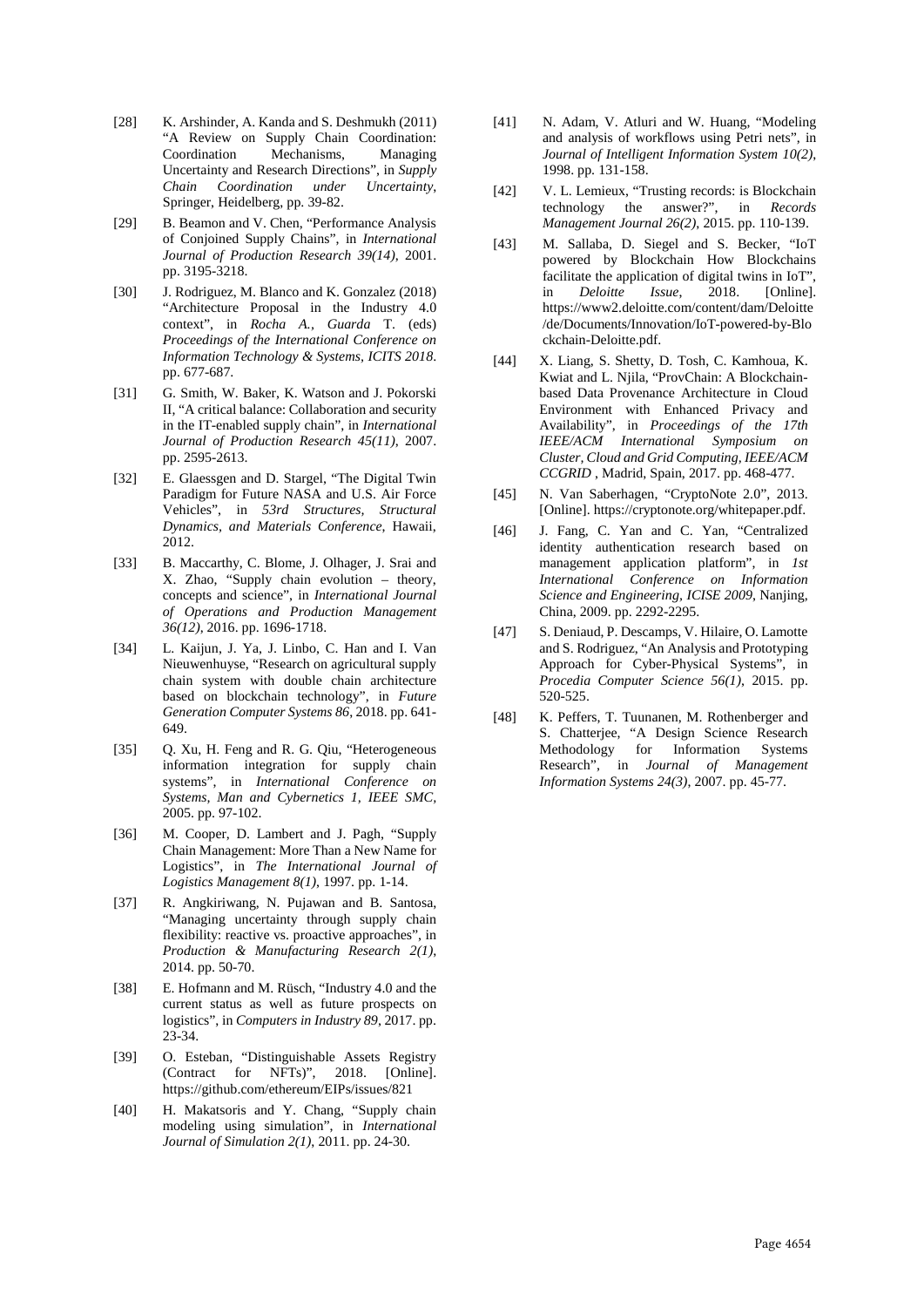[28] K. Arshinder, A. Kanda and S. Deshmukh (2011) "A Review on Supply Chain Coordination: Coordination Mechanisms, Managing Uncertainty and Research Directions", in *Supply Chain Coordination under Uncertainty*, Springer, Heidelberg, pp. 39-82.

[29] B. Beamon and V. Chen, "Performance Analysis of Conjoined Supply Chains", in *International Journal of Production Research 39(14)*, 2001. pp. 3195-3218.

[30] J. Rodriguez, M. Blanco and K. Gonzalez (2018) "Architecture Proposal in the Industry 4.0 context", in *Rocha A., Guarda* T. (eds) *Proceedings of the International Conference on Information Technology & Systems, ICITS 2018*. pp. 677-687.

[31] G. Smith, W. Baker, K. Watson and J. Pokorski II, "A critical balance: Collaboration and security in the IT-enabled supply chain", in *International Journal of Production Research 45(11)*, 2007. pp. 2595-2613.

[32] E. Glaessgen and D. Stargel, "The Digital Twin Paradigm for Future NASA and U.S. Air Force Vehicles", in *53rd Structures, Structural Dynamics, and Materials Conference*, Hawaii, 2012.

[33] B. Maccarthy, C. Blome, J. Olhager, J. Srai and X. Zhao, "Supply chain evolution – theory, concepts and science", in *International Journal of Operations and Production Management 36(12)*, 2016. pp. 1696-1718.

[34] L. Kaijun, J. Ya, J. Linbo, C. Han and I. Van Nieuwenhuyse, "Research on agricultural supply chain system with double chain architecture based on blockchain technology", in *Future Generation Computer Systems 86*, 2018. pp. 641-649.

[35] Q. Xu, H. Feng and R. G. Qiu, "Heterogeneous information integration for supply chain systems", in *International Conference on Systems, Man and Cybernetics 1, IEEE SMC*, 2005. pp. 97-102.

[36] M. Cooper, D. Lambert and J. Pagh, "Supply Chain Management: More Than a New Name for Logistics", in *The International Journal of Logistics Management 8(1)*, 1997. pp. 1-14.

[37] R. Angkiriwang, N. Pujawan and B. Santosa, "Managing uncertainty through supply chain flexibility: reactive vs. proactive approaches", in *Production & Manufacturing Research 2(1)*, 2014. pp. 50-70.

[38] E. Hofmann and M. Rüsch, "Industry 4.0 and the current status as well as future prospects on logistics", in *Computers in Industry 89*, 2017. pp. 23-34.

[39] O. Esteban, "Distinguishable Assets Registry (Contract for NFTs)", 2018. [Online]. https://github.com/ethereum/EIPs/issues/821

[40] H. Makatsoris and Y. Chang, "Supply chain modeling using simulation", in *International Journal of Simulation 2(1)*, 2011. pp. 24-30.

[41] N. Adam, V. Atluri and W. Huang, "Modeling and analysis of workflows using Petri nets", in *Journal of Intelligent Information System 10(2)*, 1998. pp. 131-158.

[42] V. L. Lemieux, "Trusting records: is Blockchain technology the answer?", in *Records Management Journal 26(2)*, 2015. pp. 110-139.

[43] M. Sallaba, D. Siegel and S. Becker, "IoT powered by Blockchain How Blockchains facilitate the application of digital twins in IoT", in *Deloitte Issue*, 2018. [Online]. https://www2.deloitte.com/content/dam/Deloitte/de/Documents/Innovation/IoT-powered-by-Blockchain-Deloitte.pdf.

[44] X. Liang, S. Shetty, D. Tosh, C. Kamhoua, K. Kwiat and L. Njila, "ProvChain: A Blockchain-based Data Provenance Architecture in Cloud Environment with Enhanced Privacy and Availability", in *Proceedings of the 17th IEEE/ACM International Symposium on Cluster, Cloud and Grid Computing, IEEE/ACM CCGRID* , Madrid, Spain, 2017. pp. 468-477.

[45] N. Van Saberhagen, "CryptoNote 2.0", 2013. [Online]. https://cryptonote.org/whitepaper.pdf.

[46] J. Fang, C. Yan and C. Yan, "Centralized identity authentication research based on management application platform", in *1st International Conference on Information Science and Engineering, ICISE 2009*, Nanjing, China, 2009. pp. 2292-2295.

[47] S. Deniaud, P. Descamps, V. Hilaire, O. Lamotte and S. Rodriguez, "An Analysis and Prototyping Approach for Cyber-Physical Systems", in *Procedia Computer Science 56(1)*, 2015. pp. 520-525.

[48] K. Peffers, T. Tuunanen, M. Rothenberger and S. Chatterjee, "A Design Science Research Methodology for Information Systems Research", in *Journal of Management Information Systems 24(3)*, 2007. pp. 45-77.